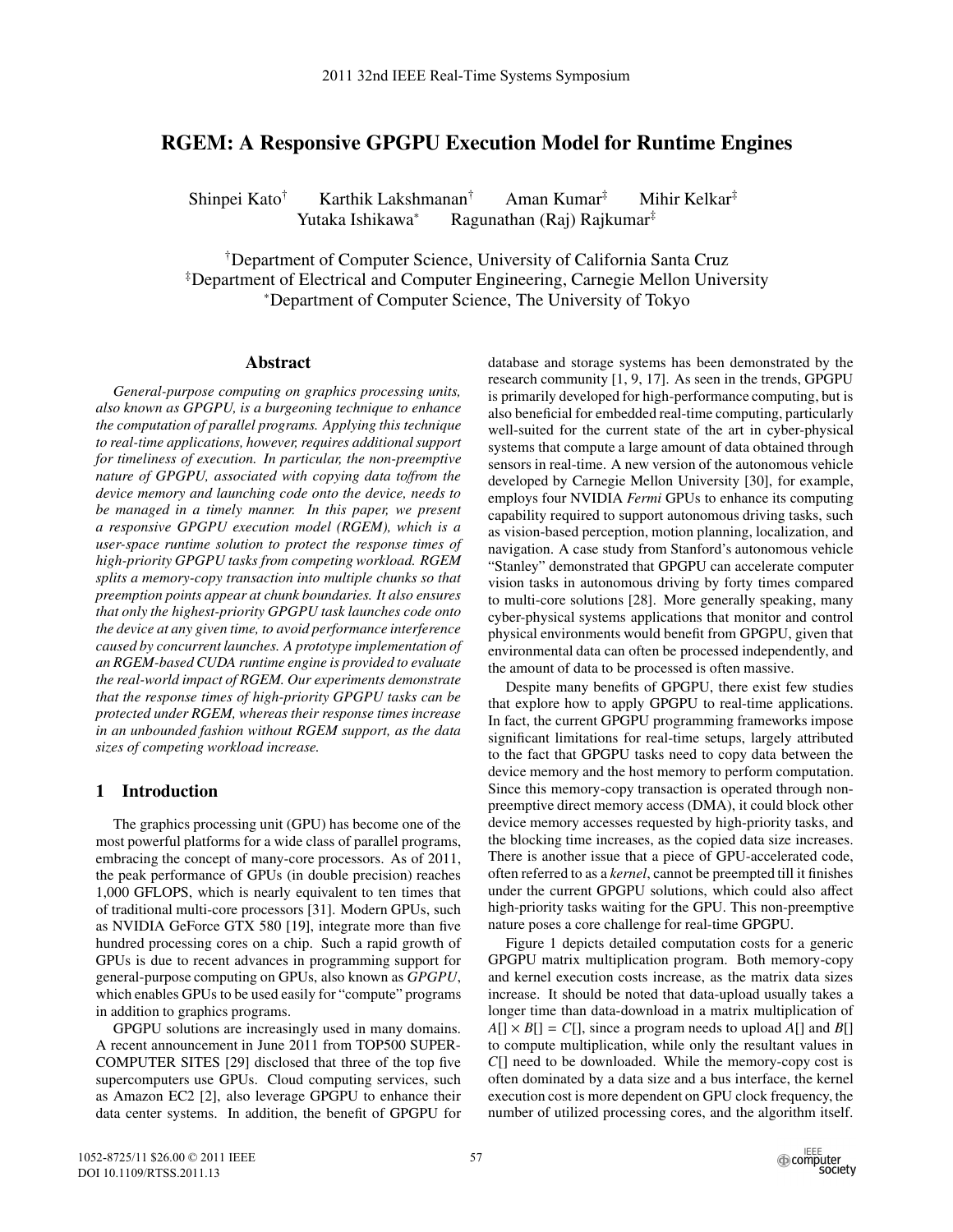# RGEM: A Responsive GPGPU Execution Model for Runtime Engines

Shinpei Kato[†] Karthik Lakshmanan[†] Aman Kumar[‡] Mihir Kelkar[‡]
Yutaka Ishikawa[*] Ragunathan (Raj) Rajkumar[‡]

[†]Department of Computer Science, University of California Santa Cruz
[‡]Department of Electrical and Computer Engineering, Carnegie Mellon University
[*]Department of Computer Science, The University of Tokyo

## Abstract

*General-purpose computing on graphics processing units, also known as GPGPU, is a burgeoning technique to enhance the computation of parallel programs. Applying this technique to real-time applications, however, requires additional support for timeliness of execution. In particular, the non-preemptive nature of GPGPU, associated with copying data to/from the device memory and launching code onto the device, needs to be managed in a timely manner. In this paper, we present a responsive GPGPU execution model (RGEM), which is a user-space runtime solution to protect the response times of high-priority GPGPU tasks from competing workload. RGEM splits a memory-copy transaction into multiple chunks so that preemption points appear at chunk boundaries. It also ensures that only the highest-priority GPGPU task launches code onto the device at any given time, to avoid performance interference caused by concurrent launches. A prototype implementation of an RGEM-based CUDA runtime engine is provided to evaluate the real-world impact of RGEM. Our experiments demonstrate that the response times of high-priority GPGPU tasks can be protected under RGEM, whereas their response times increase in an unbounded fashion without RGEM support, as the data sizes of competing workload increase.*

## 1 Introduction

The graphics processing unit (GPU) has become one of the most powerful platforms for a wide class of parallel programs, embracing the concept of many-core processors. As of 2011, the peak performance of GPUs (in double precision) reaches 1,000 GFLOPS, which is nearly equivalent to ten times that of traditional multi-core processors [31]. Modern GPUs, such as NVIDIA GeForce GTX 580 [19], integrate more than five hundred processing cores on a chip. Such a rapid growth of GPUs is due to recent advances in programming support for general-purpose computing on GPUs, also known as *GPGPU*, which enables GPUs to be used easily for "compute" programs in addition to graphics programs.

GPGPU solutions are increasingly used in many domains. A recent announcement in June 2011 from TOP500 SUPERCOMPUTER SITES [29] disclosed that three of the top five supercomputers use GPUs. Cloud computing services, such as Amazon EC2 [2], also leverage GPGPU to enhance their data center systems. In addition, the benefit of GPGPU for database and storage systems has been demonstrated by the research community [1, 9, 17]. As seen in the trends, GPGPU is primarily developed for high-performance computing, but is also beneficial for embedded real-time computing, particularly well-suited for the current state of the art in cyber-physical systems that compute a large amount of data obtained through sensors in real-time. A new version of the autonomous vehicle developed by Carnegie Mellon University [30], for example, employs four NVIDIA *Fermi* GPUs to enhance its computing capability required to support autonomous driving tasks, such as vision-based perception, motion planning, localization, and navigation. A case study from Stanford's autonomous vehicle "Stanley" demonstrated that GPGPU can accelerate computer vision tasks in autonomous driving by forty times compared to multi-core solutions [28]. More generally speaking, many cyber-physical systems applications that monitor and control physical environments would benefit from GPGPU, given that environmental data can often be processed independently, and the amount of data to be processed is often massive.

Despite many benefits of GPGPU, there exist few studies that explore how to apply GPGPU to real-time applications. In fact, the current GPGPU programming frameworks impose significant limitations for real-time setups, largely attributed to the fact that GPGPU tasks need to copy data between the device memory and the host memory to perform computation. Since this memory-copy transaction is operated through non-preemptive direct memory access (DMA), it could block other device memory accesses requested by high-priority tasks, and the blocking time increases, as the copied data size increases. There is another issue that a piece of GPU-accelerated code, often referred to as a *kernel*, cannot be preempted till it finishes under the current GPGPU solutions, which could also affect high-priority tasks waiting for the GPU. This non-preemptive nature poses a core challenge for real-time GPGPU.

Figure 1 depicts detailed computation costs for a generic GPGPU matrix multiplication program. Both memory-copy and kernel execution costs increase, as the matrix data sizes increase. It should be noted that data-upload usually takes a longer time than data-download in a matrix multiplication of $A[] \times B[] = C[]$, since a program needs to upload $A[]$ and $B[]$ to compute multiplication, while only the resultant values in $C[]$ need to be downloaded. While the memory-copy cost is often dominated by a data size and a bus interface, the kernel execution cost is more dependent on GPU clock frequency, the number of utilized processing cores, and the algorithm itself.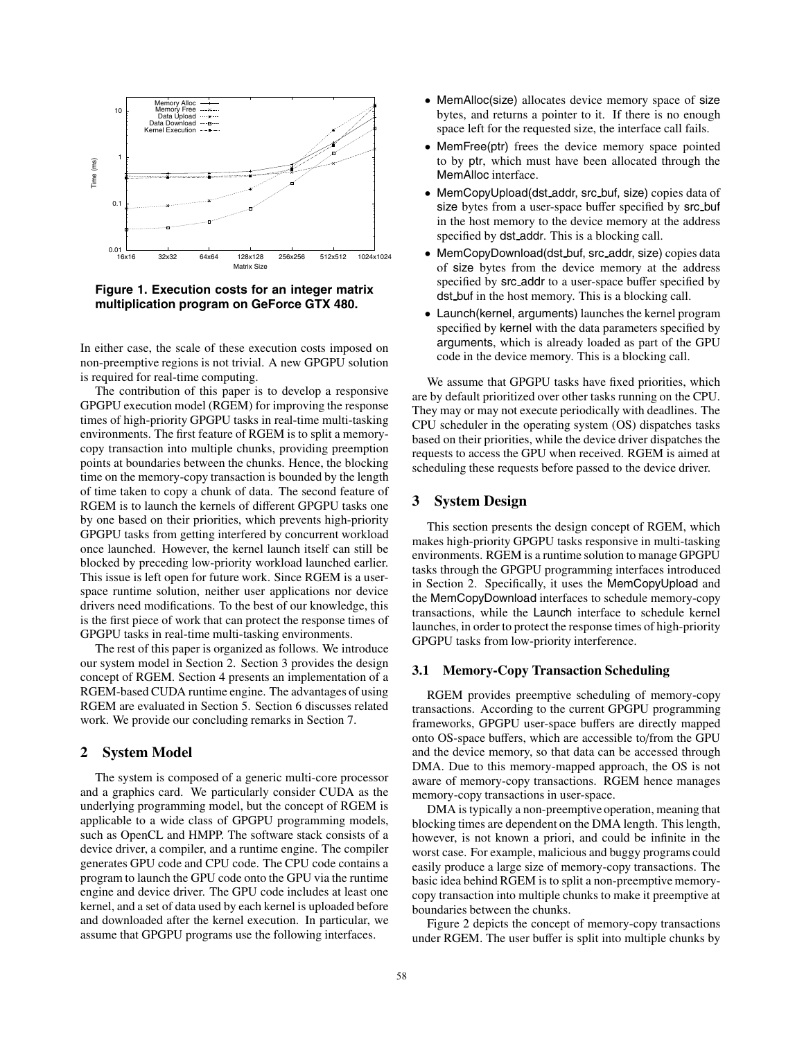Memory Alloc
Memory Free
Data Upload
Data Download
Kernel Execution

Time (ms)

10
1
0.1
0.01

16x16 32x32 64x64 128x128 256x256 512x512 1024x1024

Matrix Size

**Figure 1. Execution costs for an integer matrix multiplication program on GeForce GTX 480.**

In either case, the scale of these execution costs imposed on non-preemptive regions is not trivial. A new GPGPU solution is required for real-time computing.

The contribution of this paper is to develop a responsive GPGPU execution model (RGEM) for improving the response times of high-priority GPGPU tasks in real-time multi-tasking environments. The first feature of RGEM is to split a memory-copy transaction into multiple chunks, providing preemption points at boundaries between the chunks. Hence, the blocking time on the memory-copy transaction is bounded by the length of time taken to copy a chunk of data. The second feature of RGEM is to launch the kernels of different GPGPU tasks one by one based on their priorities, which prevents high-priority GPGPU tasks from getting interfered by concurrent workload once launched. However, the kernel launch itself can still be blocked by preceding low-priority workload launched earlier. This issue is left open for future work. Since RGEM is a user-space runtime solution, neither user applications nor device drivers need modifications. To the best of our knowledge, this is the first piece of work that can protect the response times of GPGPU tasks in real-time multi-tasking environments.

The rest of this paper is organized as follows. We introduce our system model in Section 2. Section 3 provides the design concept of RGEM. Section 4 presents an implementation of a RGEM-based CUDA runtime engine. The advantages of using RGEM are evaluated in Section 5. Section 6 discusses related work. We provide our concluding remarks in Section 7.

## 2 System Model

The system is composed of a generic multi-core processor and a graphics card. We particularly consider CUDA as the underlying programming model, but the concept of RGEM is applicable to a wide class of GPGPU programming models, such as OpenCL and HMPP. The software stack consists of a device driver, a compiler, and a runtime engine. The compiler generates GPU code and CPU code. The CPU code contains a program to launch the GPU code onto the GPU via the runtime engine and device driver. The GPU code includes at least one kernel, and a set of data used by each kernel is uploaded before and downloaded after the kernel execution. In particular, we assume that GPGPU programs use the following interfaces.

- MemAlloc(size) allocates device memory space of size bytes, and returns a pointer to it. If there is no enough space left for the requested size, the interface call fails.
- MemFree(ptr) frees the device memory space pointed to by ptr, which must have been allocated through the MemAlloc interface.
- MemCopyUpload(dst_addr, src_buf, size) copies data of size bytes from a user-space buffer specified by src_buf in the host memory to the device memory at the address specified by dst_addr. This is a blocking call.
- MemCopyDownload(dst_buf, src_addr, size) copies data of size bytes from the device memory at the address specified by src_addr to a user-space buffer specified by dst_buf in the host memory. This is a blocking call.
- Launch(kernel, arguments) launches the kernel program specified by kernel with the data parameters specified by arguments, which is already loaded as part of the GPU code in the device memory. This is a blocking call.

We assume that GPGPU tasks have fixed priorities, which are by default prioritized over other tasks running on the CPU. They may or may not execute periodically with deadlines. The CPU scheduler in the operating system (OS) dispatches tasks based on their priorities, while the device driver dispatches the requests to access the GPU when received. RGEM is aimed at scheduling these requests before passed to the device driver.

## 3 System Design

This section presents the design concept of RGEM, which makes high-priority GPGPU tasks responsive in multi-tasking environments. RGEM is a runtime solution to manage GPGPU tasks through the GPGPU programming interfaces introduced in Section 2. Specifically, it uses the MemCopyUpload and the MemCopyDownload interfaces to schedule memory-copy transactions, while the Launch interface to schedule kernel launches, in order to protect the response times of high-priority GPGPU tasks from low-priority interference.

### 3.1 Memory-Copy Transaction Scheduling

RGEM provides preemptive scheduling of memory-copy transactions. According to the current GPGPU programming frameworks, GPGPU user-space buffers are directly mapped onto OS-space buffers, which are accessible to/from the GPU and the device memory, so that data can be accessed through DMA. Due to this memory-mapped approach, the OS is not aware of memory-copy transactions. RGEM hence manages memory-copy transactions in user-space.

DMA is typically a non-preemptive operation, meaning that blocking times are dependent on the DMA length. This length, however, is not known a priori, and could be infinite in the worst case. For example, malicious and buggy programs could easily produce a large size of memory-copy transactions. The basic idea behind RGEM is to split a non-preemptive memory-copy transaction into multiple chunks to make it preemptive at boundaries between the chunks.

Figure 2 depicts the concept of memory-copy transactions under RGEM. The user buffer is split into multiple chunks by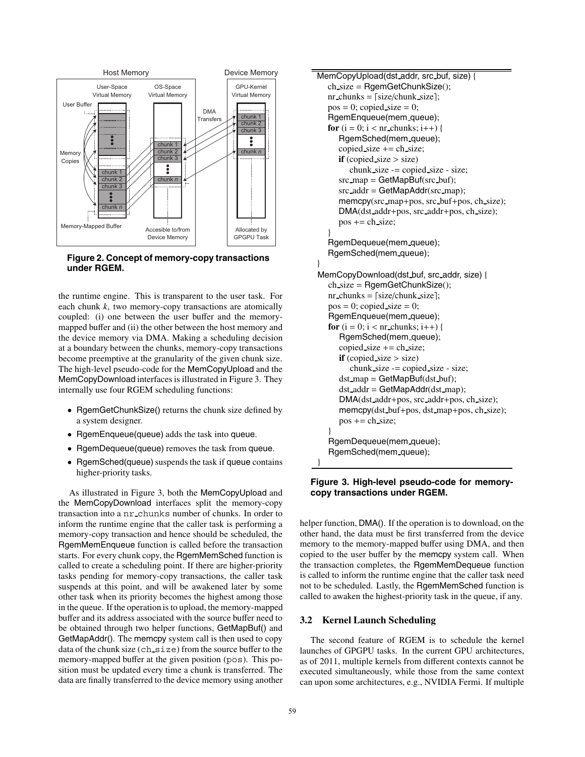Host Memory

Device Memory

User-Space Virtual Memory

OS-Space Virtual Memory

GPU-Kernel Virtual Memory

User Buffer

DMA Transfers

Memory Copies

chunk 1
chunk 2
chunk 3
chunk n

Memory-Mapped Buffer

Accesible to/from Device Memory

Allocated by GPGPU Task

**Figure 2. Concept of memory-copy transactions under RGEM.**

the runtime engine. This is transparent to the user task. For each chunk $k$, two memory-copy transactions are atomically coupled: (i) one between the user buffer and the memory-mapped buffer and (ii) the other between the host memory and the device memory via DMA. Making a scheduling decision at a boundary between the chunks, memory-copy transactions become preemptive at the granularity of the given chunk size. The high-level pseudo-code for the MemCopyUpload and the MemCopyDownload interfaces is illustrated in Figure 3. They internally use four RGEM scheduling functions:

- RgemGetChunkSize() returns the chunk size defined by a system designer.
- RgemEnqueue(queue) adds the task into queue.
- RgemDequeue(queue) removes the task from queue.
- RgemSched(queue) suspends the task if queue contains higher-priority tasks.

As illustrated in Figure 3, both the MemCopyUpload and the MemCopyDownload interfaces split the memory-copy transaction into a `nr_chunks` number of chunks. In order to inform the runtime engine that the caller task is performing a memory-copy transaction and hence should be scheduled, the RgemMemEnqueue function is called before the transaction starts. For every chunk copy, the RgemMemSched function is called to create a scheduling point. If there are higher-priority tasks pending for memory-copy transactions, the caller task suspends at this point, and will be awakened later by some other task when its priority becomes the highest among those in the queue. If the operation is to upload, the memory-mapped buffer and its address associated with the source buffer need to be obtained through two helper functions, GetMapBuf() and GetMapAddr(). The memcpy system call is then used to copy data of the chunk size (`ch_size`) from the source buffer to the memory-mapped buffer at the given position (`pos`). This position must be updated every time a chunk is transferred. The data are finally transferred to the device memory using another

```
MemCopyUpload(dst_addr, src_buf, size) {
    ch_size = RgemGetChunkSize();
    nr_chunks = ⌈size/chunk_size⌉;
    pos = 0; copied_size = 0;
    RgemEnqueue(mem_queue);
    for (i = 0; i < nr_chunks; i++) {
        RgemSched(mem_queue);
        copied_size += ch_size;
        if (copied_size > size)
            chunk_size -= copied_size - size;
        src_map = GetMapBuf(src_buf);
        src_addr = GetMapAddr(src_map);
        memcpy(src_map+pos, src_buf+pos, ch_size);
        DMA(dst_addr+pos, src_addr+pos, ch_size);
        pos += ch_size;
    }
    RgemDequeue(mem_queue);
    RgemSched(mem_queue);
}
MemCopyDownload(dst_buf, src_addr, size) {
    ch_size = RgemGetChunkSize();
    nr_chunks = ⌈size/chunk_size⌉;
    pos = 0; copied_size = 0;
    RgemEnqueue(mem_queue);
    for (i = 0; i < nr_chunks; i++) {
        RgemSched(mem_queue);
        copied_size += ch_size;
        if (copied_size > size)
            chunk_size -= copied_size - size;
        dst_map = GetMapBuf(dst_buf);
        dst_addr = GetMapAddr(dst_map);
        DMA(dst_addr+pos, src_addr+pos, ch_size);
        memcpy(dst_buf+pos, dst_map+pos, ch_size);
        pos += ch_size;
    }
    RgemDequeue(mem_queue);
    RgemSched(mem_queue);
}
```

**Figure 3. High-level pseudo-code for memory-copy transactions under RGEM.**

helper function, DMA(). If the operation is to download, on the other hand, the data must be first transferred from the device memory to the memory-mapped buffer using DMA, and then copied to the user buffer by the memcpy system call. When the transaction completes, the RgemMemDequeue function is called to inform the runtime engine that the caller task need not to be scheduled. Lastly, the RgemMemSched function is called to awaken the highest-priority task in the queue, if any.

### 3.2 Kernel Launch Scheduling

The second feature of RGEM is to schedule the kernel launches of GPGPU tasks. In the current GPU architectures, as of 2011, multiple kernels from different contexts cannot be executed simultaneously, while those from the same context can upon some architectures, e.g., NVIDIA Fermi. If multiple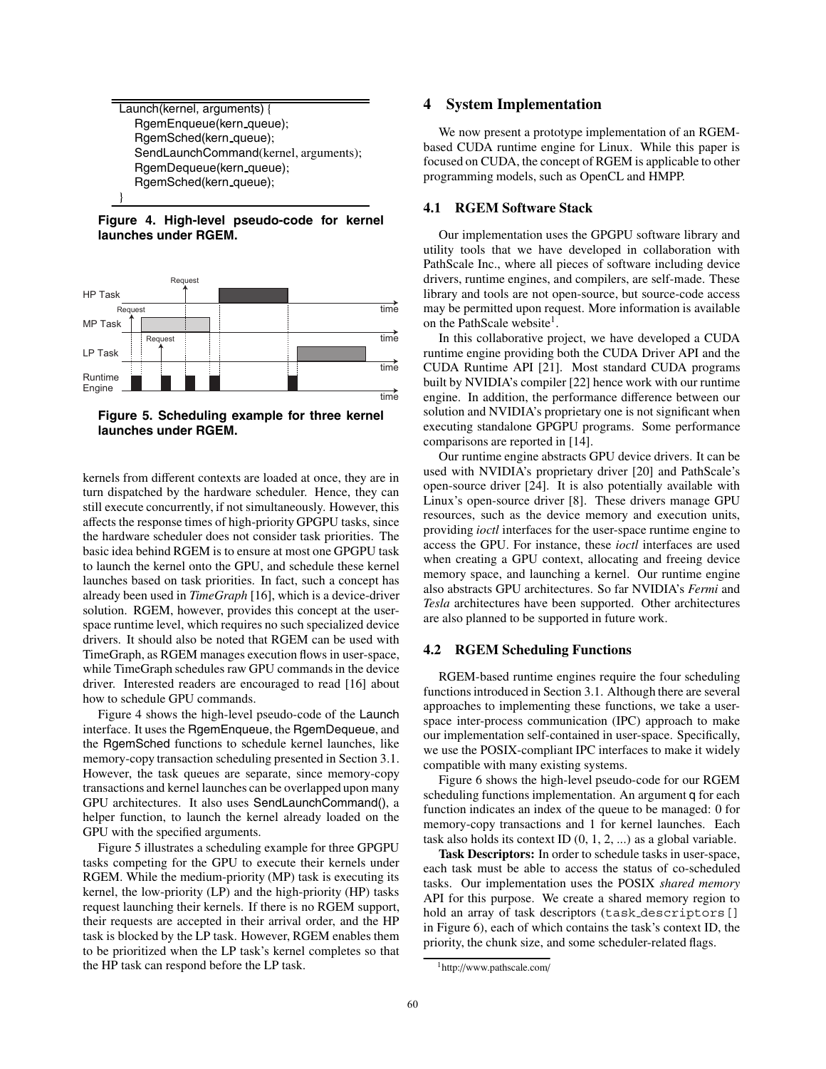```
Launch(kernel, arguments) {
    RgemEnqueue(kern_queue);
    RgemSched(kern_queue);
    SendLaunchCommand(kernel, arguments);
    RgemDequeue(kern_queue);
    RgemSched(kern_queue);
}
```

**Figure 4. High-level pseudo-code for kernel launches under RGEM.**

Request
HP Task
Request
time
MP Task
Request
time
LP Task
time
Runtime Engine
time

**Figure 5. Scheduling example for three kernel launches under RGEM.**

kernels from different contexts are loaded at once, they are in turn dispatched by the hardware scheduler. Hence, they can still execute concurrently, if not simultaneously. However, this affects the response times of high-priority GPGPU tasks, since the hardware scheduler does not consider task priorities. The basic idea behind RGEM is to ensure at most one GPGPU task to launch the kernel onto the GPU, and schedule these kernel launches based on task priorities. In fact, such a concept has already been used in *TimeGraph* [16], which is a device-driver solution. RGEM, however, provides this concept at the user-space runtime level, which requires no such specialized device drivers. It should also be noted that RGEM can be used with TimeGraph, as RGEM manages execution flows in user-space, while TimeGraph schedules raw GPU commands in the device driver. Interested readers are encouraged to read [16] about how to schedule GPU commands.

Figure 4 shows the high-level pseudo-code of the Launch interface. It uses the RgemEnqueue, the RgemDequeue, and the RgemSched functions to schedule kernel launches, like memory-copy transaction scheduling presented in Section 3.1. However, the task queues are separate, since memory-copy transactions and kernel launches can be overlapped upon many GPU architectures. It also uses SendLaunchCommand(), a helper function, to launch the kernel already loaded on the GPU with the specified arguments.

Figure 5 illustrates a scheduling example for three GPGPU tasks competing for the GPU to execute their kernels under RGEM. While the medium-priority (MP) task is executing its kernel, the low-priority (LP) and the high-priority (HP) tasks request launching their kernels. If there is no RGEM support, their requests are accepted in their arrival order, and the HP task is blocked by the LP task. However, RGEM enables them to be prioritized when the LP task's kernel completes so that the HP task can respond before the LP task.

## 4 System Implementation

We now present a prototype implementation of an RGEM-based CUDA runtime engine for Linux. While this paper is focused on CUDA, the concept of RGEM is applicable to other programming models, such as OpenCL and HMPP.

### 4.1 RGEM Software Stack

Our implementation uses the GPGPU software library and utility tools that we have developed in collaboration with PathScale Inc., where all pieces of software including device drivers, runtime engines, and compilers, are self-made. These library and tools are not open-source, but source-code access may be permitted upon request. More information is available on the PathScale website[1].

In this collaborative project, we have developed a CUDA runtime engine providing both the CUDA Driver API and the CUDA Runtime API [21]. Most standard CUDA programs built by NVIDIA's compiler [22] hence work with our runtime engine. In addition, the performance difference between our solution and NVIDIA's proprietary one is not significant when executing standalone GPGPU programs. Some performance comparisons are reported in [14].

Our runtime engine abstracts GPU device drivers. It can be used with NVIDIA's proprietary driver [20] and PathScale's open-source driver [24]. It is also potentially available with Linux's open-source driver [8]. These drivers manage GPU resources, such as the device memory and execution units, providing *ioctl* interfaces for the user-space runtime engine to access the GPU. For instance, these *ioctl* interfaces are used when creating a GPU context, allocating and freeing device memory space, and launching a kernel. Our runtime engine also abstracts GPU architectures. So far NVIDIA's *Fermi* and *Tesla* architectures have been supported. Other architectures are also planned to be supported in future work.

### 4.2 RGEM Scheduling Functions

RGEM-based runtime engines require the four scheduling functions introduced in Section 3.1. Although there are several approaches to implementing these functions, we take a user-space inter-process communication (IPC) approach to make our implementation self-contained in user-space. Specifically, we use the POSIX-compliant IPC interfaces to make it widely compatible with many existing systems.

Figure 6 shows the high-level pseudo-code for our RGEM scheduling functions implementation. An argument q for each function indicates an index of the queue to be managed: 0 for memory-copy transactions and 1 for kernel launches. Each task also holds its context ID (0, 1, 2, ...) as a global variable.

**Task Descriptors:** In order to schedule tasks in user-space, each task must be able to access the status of co-scheduled tasks. Our implementation uses the POSIX *shared memory* API for this purpose. We create a shared memory region to hold an array of task descriptors (`task_descriptors[]` in Figure 6), each of which contains the task's context ID, the priority, the chunk size, and some scheduler-related flags.

[1] http://www.pathscale.com/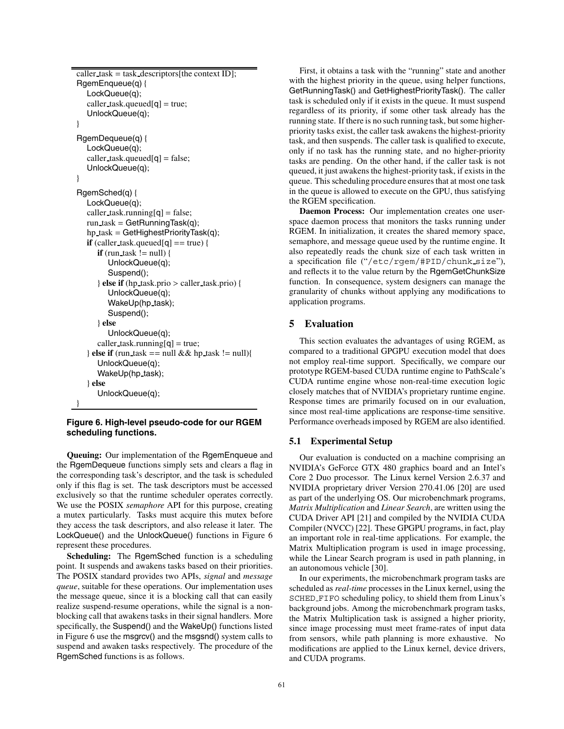```
caller_task = task_descriptors[the context ID];
RgemEnqueue(q) {
    LockQueue(q);
    caller_task.queued[q] = true;
    UnlockQueue(q);
}

RgemDequeue(q) {
    LockQueue(q);
    caller_task.queued[q] = false;
    UnlockQueue(q);
}

RgemSched(q) {
    LockQueue(q);
    caller_task.running[q] = false;
    run_task = GetRunningTask(q);
    hp_task = GetHighestPriorityTask(q);
    if (caller_task.queued[q] == true) {
        if (run_task != null) {
            UnlockQueue(q);
            Suspend();
        } else if (hp_task.prio > caller_task.prio) {
            UnlockQueue(q);
            WakeUp(hp_task);
            Suspend();
        } else
            UnlockQueue(q);
        caller_task.running[q] = true;
    } else if (run_task == null && hp_task != null){
        UnlockQueue(q);
        WakeUp(hp_task);
    } else
        UnlockQueue(q);
}
```

**Figure 6. High-level pseudo-code for our RGEM scheduling functions.**

**Queuing:** Our implementation of the RgemEnqueue and the RgemDequeue functions simply sets and clears a flag in the corresponding task's descriptor, and the task is scheduled only if this flag is set. The task descriptors must be accessed exclusively so that the runtime scheduler operates correctly. We use the POSIX *semaphore* API for this purpose, creating a mutex particularly. Tasks must acquire this mutex before they access the task descriptors, and also release it later. The LockQueue() and the UnlockQueue() functions in Figure 6 represent these procedures.

**Scheduling:** The RgemSched function is a scheduling point. It suspends and awakens tasks based on their priorities. The POSIX standard provides two APIs, *signal* and *message queue*, suitable for these operations. Our implementation uses the message queue, since it is a blocking call that can easily realize suspend-resume operations, while the signal is a non-blocking call that awakens tasks in their signal handlers. More specifically, the Suspend() and the WakeUp() functions listed in Figure 6 use the msgrcv() and the msgsnd() system calls to suspend and awaken tasks respectively. The procedure of the RgemSched functions is as follows.

First, it obtains a task with the "running" state and another with the highest priority in the queue, using helper functions, GetRunningTask() and GetHighestPriorityTask(). The caller task is scheduled only if it exists in the queue. It must suspend regardless of its priority, if some other task already has the running state. If there is no such running task, but some higher-priority tasks exist, the caller task awakens the highest-priority task, and then suspends. The caller task is qualified to execute, only if no task has the running state, and no higher-priority tasks are pending. On the other hand, if the caller task is not queued, it just awakens the highest-priority task, if exists in the queue. This scheduling procedure ensures that at most one task in the queue is allowed to execute on the GPU, thus satisfying the RGEM specification.

**Daemon Process:** Our implementation creates one user-space daemon process that monitors the tasks running under RGEM. In initialization, it creates the shared memory space, semaphore, and message queue used by the runtime engine. It also repeatedly reads the chunk size of each task written in a specification file ("`/etc/rgem/#PID/chunk_size`"), and reflects it to the value return by the RgemGetChunkSize function. In consequence, system designers can manage the granularity of chunks without applying any modifications to application programs.

## 5 Evaluation

This section evaluates the advantages of using RGEM, as compared to a traditional GPGPU execution model that does not employ real-time support. Specifically, we compare our prototype RGEM-based CUDA runtime engine to PathScale's CUDA runtime engine whose non-real-time execution logic closely matches that of NVIDIA's proprietary runtime engine. Response times are primarily focused on in our evaluation, since most real-time applications are response-time sensitive. Performance overheads imposed by RGEM are also identified.

### 5.1 Experimental Setup

Our evaluation is conducted on a machine comprising an NVIDIA's GeForce GTX 480 graphics board and an Intel's Core 2 Duo processor. The Linux kernel Version 2.6.37 and NVIDIA proprietary driver Version 270.41.06 [20] are used as part of the underlying OS. Our microbenchmark programs, *Matrix Multiplication* and *Linear Search*, are written using the CUDA Driver API [21] and compiled by the NVIDIA CUDA Compiler (NVCC) [22]. These GPGPU programs, in fact, play an important role in real-time applications. For example, the Matrix Multiplication program is used in image processing, while the Linear Search program is used in path planning, in an autonomous vehicle [30].

In our experiments, the microbenchmark program tasks are scheduled as *real-time* processes in the Linux kernel, using the `SCHED_FIFO` scheduling policy, to shield them from Linux's background jobs. Among the microbenchmark program tasks, the Matrix Multiplication task is assigned a higher priority, since image processing must meet frame-rates of input data from sensors, while path planning is more exhaustive. No modifications are applied to the Linux kernel, device drivers, and CUDA programs.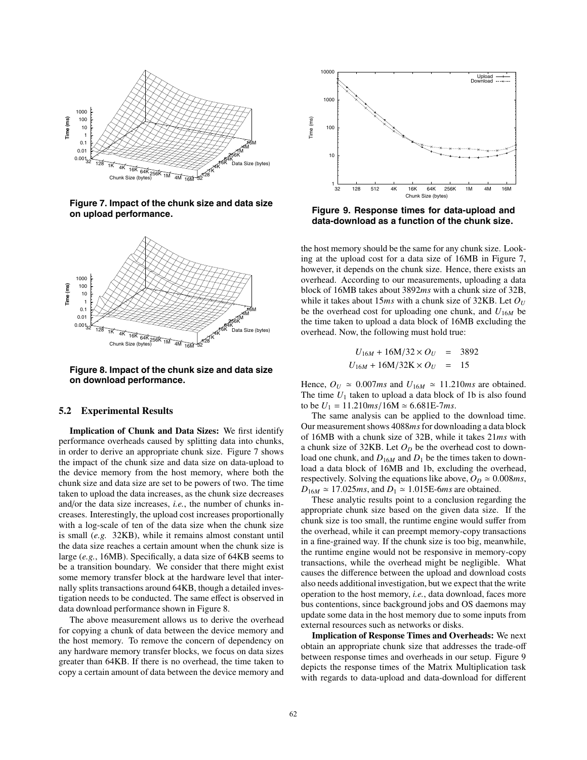1000
100
10
1
0.1
0.01
0.001
Time (ms)
32 128 1K 4K 16K 64K 256K 1M 4M 16M
Chunk Size (bytes)
32 128 1K 4K 16K 64K 256K 1M 4M 16M
Data Size (bytes)

**Figure 7. Impact of the chunk size and data size on upload performance.**

1000
100
10
1
0.1
0.01
0.001
Time (ms)
32 128 1K 4K 16K 64K 256K 1M 4M 16M
Chunk Size (bytes)
32 128 1K 4K 16K 64K 256K 1M 4M 16M
Data Size (bytes)

**Figure 8. Impact of the chunk size and data size on download performance.**

### 5.2 Experimental Results

**Implication of Chunk and Data Sizes:** We first identify performance overheads caused by splitting data into chunks, in order to derive an appropriate chunk size. Figure 7 shows the impact of the chunk size and data size on data-upload to the device memory from the host memory, where both the chunk size and data size are set to be powers of two. The time taken to upload the data increases, as the chunk size decreases and/or the data size increases, *i.e.*, the number of chunks increases. Interestingly, the upload cost increases proportionally with a log-scale of ten of the data size when the chunk size is small (*e.g.* 32KB), while it remains almost constant until the data size reaches a certain amount when the chunk size is large (*e.g.*, 16MB). Specifically, a data size of 64KB seems to be a transition boundary. We consider that there might exist some memory transfer block at the hardware level that internally splits transactions around 64KB, though a detailed investigation needs to be conducted. The same effect is observed in data download performance shown in Figure 8.

The above measurement allows us to derive the overhead for copying a chunk of data between the device memory and the host memory. To remove the concern of dependency on any hardware memory transfer blocks, we focus on data sizes greater than 64KB. If there is no overhead, the time taken to copy a certain amount of data between the device memory and

10000
1000
100
10
1
Time (ms)
Upload
Download
32 128 512 4K 16K 64K 256K 1M 4M 16M
Chunk Size (bytes)

**Figure 9. Response times for data-upload and data-download as a function of the chunk size.**

the host memory should be the same for any chunk size. Looking at the upload cost for a data size of 16MB in Figure 7, however, it depends on the chunk size. Hence, there exists an overhead. According to our measurements, uploading a data block of 16MB takes about 3892*ms* with a chunk size of 32B, while it takes about 15*ms* with a chunk size of 32KB. Let $O_U$ be the overhead cost for uploading one chunk, and $U_{16M}$ be the time taken to upload a data block of 16MB excluding the overhead. Now, the following must hold true:

$$
\begin{aligned}
U_{16M} + 16\text{M}/32 \times O_U &= 3892 \\
U_{16M} + 16\text{M}/32\text{K} \times O_U &= 15
\end{aligned}
$$

Hence, $O_U \simeq 0.007ms$ and $U_{16M} \simeq 11.210ms$ are obtained. The time $U_1$ taken to upload a data block of 1b is also found to be $U_1 = 11.210ms/16\text{M} \simeq 6.681\text{E-}7ms$.

The same analysis can be applied to the download time. Our measurement shows 4088*ms* for downloading a data block of 16MB with a chunk size of 32B, while it takes 21*ms* with a chunk size of 32KB. Let $O_D$ be the overhead cost to download one chunk, and $D_{16M}$ and $D_1$ be the times taken to download a data block of 16MB and 1b, excluding the overhead, respectively. Solving the equations like above, $O_D \simeq 0.008ms$, $D_{16M} \simeq 17.025ms$, and $D_1 \simeq 1.015\text{E-}6ms$ are obtained.

These analytic results point to a conclusion regarding the appropriate chunk size based on the given data size. If the chunk size is too small, the runtime engine would suffer from the overhead, while it can preempt memory-copy transactions in a fine-grained way. If the chunk size is too big, meanwhile, the runtime engine would not be responsive in memory-copy transactions, while the overhead might be negligible. What causes the difference between the upload and download costs also needs additional investigation, but we expect that the write operation to the host memory, *i.e.*, data download, faces more bus contentions, since background jobs and OS daemons may update some data in the host memory due to some inputs from external resources such as networks or disks.

**Implication of Response Times and Overheads:** We next obtain an appropriate chunk size that addresses the trade-off between response times and overheads in our setup. Figure 9 depicts the response times of the Matrix Multiplication task with regards to data-upload and data-download for different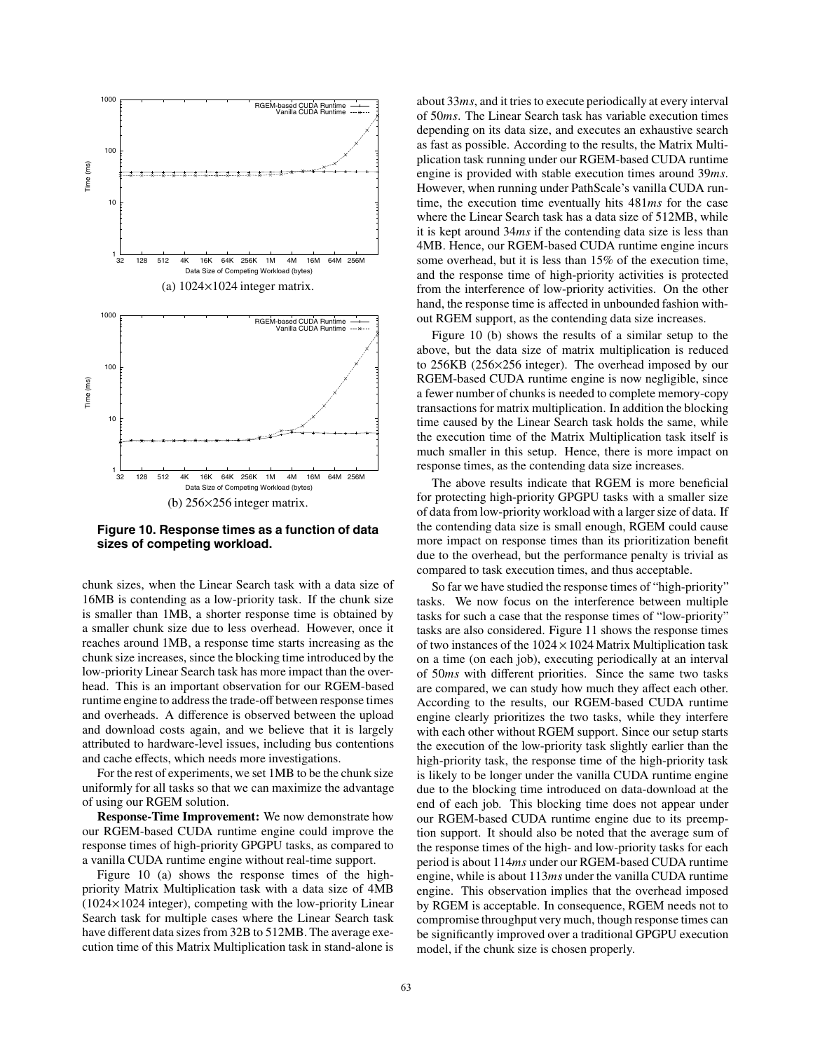1000

RGEM-based CUDA Runtime
Vanilla CUDA Runtime

100

10

1

Time (ms)

32 128 512 4K 16K 64K 256K 1M 4M 16M 64M 256M

Data Size of Competing Workload (bytes)

(a) 1024×1024 integer matrix.

1000

RGEM-based CUDA Runtime
Vanilla CUDA Runtime

100

10

1

Time (ms)

32 128 512 4K 16K 64K 256K 1M 4M 16M 64M 256M

Data Size of Competing Workload (bytes)

(b) 256×256 integer matrix.

**Figure 10. Response times as a function of data sizes of competing workload.**

chunk sizes, when the Linear Search task with a data size of 16MB is contending as a low-priority task. If the chunk size is smaller than 1MB, a shorter response time is obtained by a smaller chunk size due to less overhead. However, once it reaches around 1MB, a response time starts increasing as the chunk size increases, since the blocking time introduced by the low-priority Linear Search task has more impact than the overhead. This is an important observation for our RGEM-based runtime engine to address the trade-off between response times and overheads. A difference is observed between the upload and download costs again, and we believe that it is largely attributed to hardware-level issues, including bus contentions and cache effects, which needs more investigations.

For the rest of experiments, we set 1MB to be the chunk size uniformly for all tasks so that we can maximize the advantage of using our RGEM solution.

**Response-Time Improvement:** We now demonstrate how our RGEM-based CUDA runtime engine could improve the response times of high-priority GPGPU tasks, as compared to a vanilla CUDA runtime engine without real-time support.

Figure 10 (a) shows the response times of the high-priority Matrix Multiplication task with a data size of 4MB (1024×1024 integer), competing with the low-priority Linear Search task for multiple cases where the Linear Search task have different data sizes from 32B to 512MB. The average execution time of this Matrix Multiplication task in stand-alone is about 33*ms*, and it tries to execute periodically at every interval of 50*ms*. The Linear Search task has variable execution times depending on its data size, and executes an exhaustive search as fast as possible. According to the results, the Matrix Multiplication task running under our RGEM-based CUDA runtime engine is provided with stable execution times around 39*ms*. However, when running under PathScale's vanilla CUDA runtime, the execution time eventually hits 481*ms* for the case where the Linear Search task has a data size of 512MB, while it is kept around 34*ms* if the contending data size is less than 4MB. Hence, our RGEM-based CUDA runtime engine incurs some overhead, but it is less than 15% of the execution time, and the response time of high-priority activities is protected from the interference of low-priority activities. On the other hand, the response time is affected in unbounded fashion without RGEM support, as the contending data size increases.

Figure 10 (b) shows the results of a similar setup to the above, but the data size of matrix multiplication is reduced to 256KB (256×256 integer). The overhead imposed by our RGEM-based CUDA runtime engine is now negligible, since a fewer number of chunks is needed to complete memory-copy transactions for matrix multiplication. In addition the blocking time caused by the Linear Search task holds the same, while the execution time of the Matrix Multiplication task itself is much smaller in this setup. Hence, there is more impact on response times, as the contending data size increases.

The above results indicate that RGEM is more beneficial for protecting high-priority GPGPU tasks with a smaller size of data from low-priority workload with a larger size of data. If the contending data size is small enough, RGEM could cause more impact on response times than its prioritization benefit due to the overhead, but the performance penalty is trivial as compared to task execution times, and thus acceptable.

So far we have studied the response times of "high-priority" tasks. We now focus on the interference between multiple tasks for such a case that the response times of "low-priority" tasks are also considered. Figure 11 shows the response times of two instances of the $1024 \times 1024$ Matrix Multiplication task on a time (on each job), executing periodically at an interval of 50*ms* with different priorities. Since the same two tasks are compared, we can study how much they affect each other. According to the results, our RGEM-based CUDA runtime engine clearly prioritizes the two tasks, while they interfere with each other without RGEM support. Since our setup starts the execution of the low-priority task slightly earlier than the high-priority task, the response time of the high-priority task is likely to be longer under the vanilla CUDA runtime engine due to the blocking time introduced on data-download at the end of each job. This blocking time does not appear under our RGEM-based CUDA runtime engine due to its preemption support. It should also be noted that the average sum of the response times of the high- and low-priority tasks for each period is about 114*ms* under our RGEM-based CUDA runtime engine, while is about 113*ms* under the vanilla CUDA runtime engine. This observation implies that the overhead imposed by RGEM is acceptable. In consequence, RGEM needs not to compromise throughput very much, though response times can be significantly improved over a traditional GPGPU execution model, if the chunk size is chosen properly.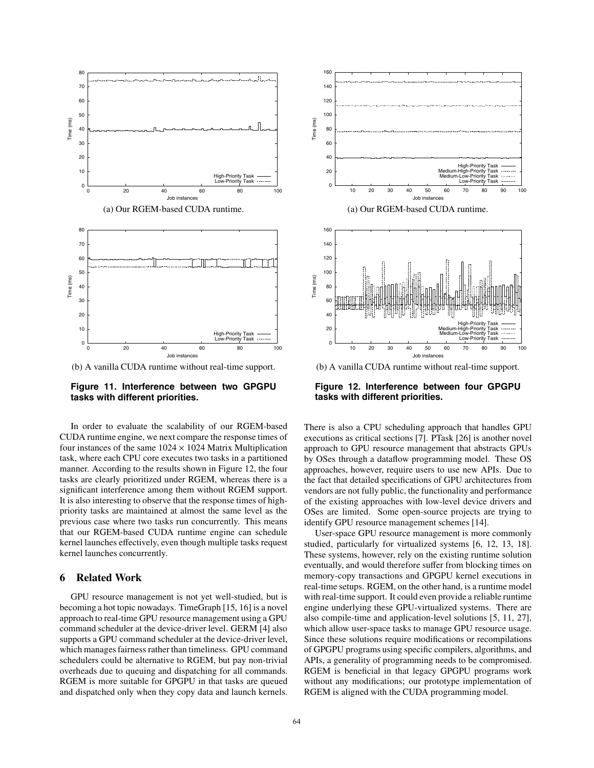80
70
60
50
40
30
20
10
0
Time (ms)
0
20
40
60
80
100
Job instances
High-Priority Task
Low-Priority Task

(a) Our RGEM-based CUDA runtime.

80
70
60
50
40
30
20
10
0
Time (ms)
0
20
40
60
80
100
Job instances
High-Priority Task
Low-Priority Task

(b) A vanilla CUDA runtime without real-time support.

**Figure 11. Interference between two GPGPU tasks with different priorities.**

160
140
120
100
80
60
40
20
0
Time (ms)
10
20
30
40
50
60
70
80
90
100
Job instances
High-Priority Task
Medium-High-Priority Task
Medium-Low-Priority Task
Low-Priority Task

(a) Our RGEM-based CUDA runtime.

160
140
120
100
80
60
40
20
0
Time (ms)
10
20
30
40
50
60
70
80
90
100
Job instances
High-Priority Task
Medium-High-Priority Task
Medium-Low-Priority Task
Low-Priority Task

(b) A vanilla CUDA runtime without real-time support.

**Figure 12. Interference between four GPGPU tasks with different priorities.**

In order to evaluate the scalability of our RGEM-based CUDA runtime engine, we next compare the response times of four instances of the same $1024 \times 1024$ Matrix Multiplication task, where each CPU core executes two tasks in a partitioned manner. According to the results shown in Figure 12, the four tasks are clearly prioritized under RGEM, whereas there is a significant interference among them without RGEM support. It is also interesting to observe that the response times of high-priority tasks are maintained at almost the same level as the previous case where two tasks run concurrently. This means that our RGEM-based CUDA runtime engine can schedule kernel launches effectively, even though multiple tasks request kernel launches concurrently.

## 6 Related Work

GPU resource management is not yet well-studied, but is becoming a hot topic nowadays. TimeGraph [15, 16] is a novel approach to real-time GPU resource management using a GPU command scheduler at the device-driver level. GERM [4] also supports a GPU command scheduler at the device-driver level, which manages fairness rather than timeliness. GPU command schedulers could be alternative to RGEM, but pay non-trivial overheads due to queuing and dispatching for all commands. RGEM is more suitable for GPGPU in that tasks are queued and dispatched only when they copy data and launch kernels. There is also a CPU scheduling approach that handles GPU executions as critical sections [7]. PTask [26] is another novel approach to GPU resource management that abstracts GPUs by OSes through a dataflow programming model. These OS approaches, however, require users to use new APIs. Due to the fact that detailed specifications of GPU architectures from vendors are not fully public, the functionality and performance of the existing approaches with low-level device drivers and OSes are limited. Some open-source projects are trying to identify GPU resource management schemes [14].

User-space GPU resource management is more commonly studied, particularly for virtualized systems [6, 12, 13, 18]. These systems, however, rely on the existing runtime solution eventually, and would therefore suffer from blocking times on memory-copy transactions and GPGPU kernel executions in real-time setups. RGEM, on the other hand, is a runtime model with real-time support. It could even provide a reliable runtime engine underlying these GPU-virtualized systems. There are also compile-time and application-level solutions [5, 11, 27], which allow user-space tasks to manage GPU resource usage. Since these solutions require modifications or recompilations of GPGPU programs using specific compilers, algorithms, and APIs, a generality of programming needs to be compromised. RGEM is beneficial in that legacy GPGPU programs work without any modifications; our prototype implementation of RGEM is aligned with the CUDA programming model.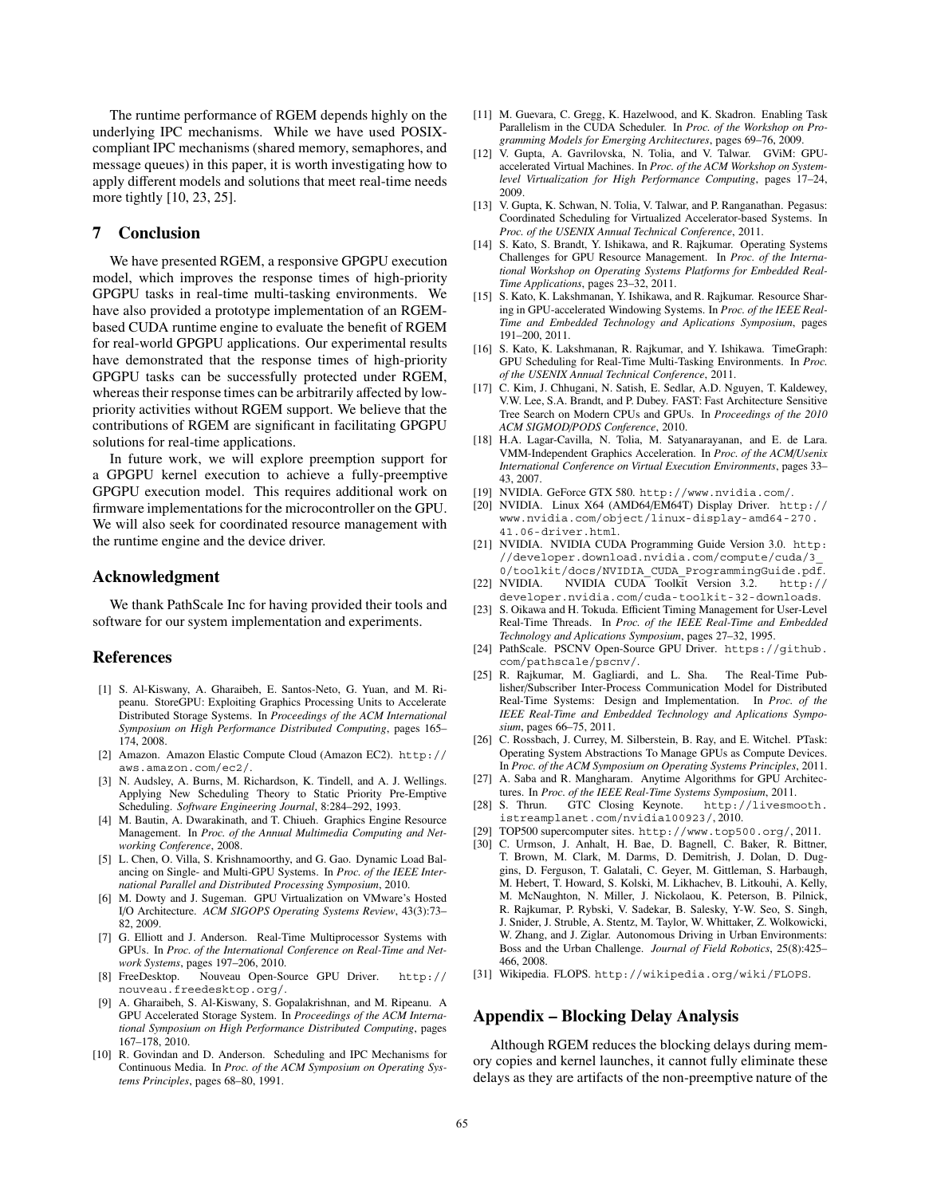The runtime performance of RGEM depends highly on the underlying IPC mechanisms. While we have used POSIX-compliant IPC mechanisms (shared memory, semaphores, and message queues) in this paper, it is worth investigating how to apply different models and solutions that meet real-time needs more tightly [10, 23, 25].

## 7 Conclusion

We have presented RGEM, a responsive GPGPU execution model, which improves the response times of high-priority GPGPU tasks in real-time multi-tasking environments. We have also provided a prototype implementation of an RGEM-based CUDA runtime engine to evaluate the benefit of RGEM for real-world GPGPU applications. Our experimental results have demonstrated that the response times of high-priority GPGPU tasks can be successfully protected under RGEM, whereas their response times can be arbitrarily affected by low-priority activities without RGEM support. We believe that the contributions of RGEM are significant in facilitating GPGPU solutions for real-time applications.

In future work, we will explore preemption support for a GPGPU kernel execution to achieve a fully-preemptive GPGPU execution model. This requires additional work on firmware implementations for the microcontroller on the GPU. We will also seek for coordinated resource management with the runtime engine and the device driver.

## Acknowledgment

We thank PathScale Inc for having provided their tools and software for our system implementation and experiments.

## References

[1] S. Al-Kiswany, A. Gharaibeh, E. Santos-Neto, G. Yuan, and M. Ripeanu. StoreGPU: Exploiting Graphics Processing Units to Accelerate Distributed Storage Systems. In *Proceedings of the ACM International Symposium on High Performance Distributed Computing*, pages 165–174, 2008.

[2] Amazon. Amazon Elastic Compute Cloud (Amazon EC2). http://aws.amazon.com/ec2/.

[3] N. Audsley, A. Burns, M. Richardson, K. Tindell, and A. J. Wellings. Applying New Scheduling Theory to Static Priority Pre-Emptive Scheduling. *Software Engineering Journal*, 8:284–292, 1993.

[4] M. Bautin, A. Dwarakinath, and T. Chiueh. Graphics Engine Resource Management. In *Proc. of the Annual Multimedia Computing and Networking Conference*, 2008.

[5] L. Chen, O. Villa, S. Krishnamoorthy, and G. Gao. Dynamic Load Balancing on Single- and Multi-GPU Systems. In *Proc. of the IEEE International Parallel and Distributed Processing Symposium*, 2010.

[6] M. Dowty and J. Sugeman. GPU Virtualization on VMware's Hosted I/O Architecture. *ACM SIGOPS Operating Systems Review*, 43(3):73–82, 2009.

[7] G. Elliott and J. Anderson. Real-Time Multiprocessor Systems with GPUs. In *Proc. of the International Conference on Real-Time and Network Systems*, pages 197–206, 2010.

[8] FreeDesktop. Nouveau Open-Source GPU Driver. http://nouveau.freedesktop.org/.

[9] A. Gharaibeh, S. Al-Kiswany, S. Gopalakrishnan, and M. Ripeanu. A GPU Accelerated Storage System. In *Proceedings of the ACM International Symposium on High Performance Distributed Computing*, pages 167–178, 2010.

[10] R. Govindan and D. Anderson. Scheduling and IPC Mechanisms for Continuous Media. In *Proc. of the ACM Symposium on Operating Systems Principles*, pages 68–80, 1991.

[11] M. Guevara, C. Gregg, K. Hazelwood, and K. Skadron. Enabling Task Parallelism in the CUDA Scheduler. In *Proc. of the Workshop on Programming Models for Emerging Architectures*, pages 69–76, 2009.

[12] V. Gupta, A. Gavrilovska, N. Tolia, and V. Talwar. GViM: GPU-accelerated Virtual Machines. In *Proc. of the ACM Workshop on System-level Virtualization for High Performance Computing*, pages 17–24, 2009.

[13] V. Gupta, K. Schwan, N. Tolia, V. Talwar, and P. Ranganathan. Pegasus: Coordinated Scheduling for Virtualized Accelerator-based Systems. In *Proc. of the USENIX Annual Technical Conference*, 2011.

[14] S. Kato, S. Brandt, Y. Ishikawa, and R. Rajkumar. Operating Systems Challenges for GPU Resource Management. In *Proc. of the International Workshop on Operating Systems Platforms for Embedded Real-Time Applications*, pages 23–32, 2011.

[15] S. Kato, K. Lakshmanan, Y. Ishikawa, and R. Rajkumar. Resource Sharing in GPU-accelerated Windowing Systems. In *Proc. of the IEEE Real-Time and Embedded Technology and Aplications Symposium*, pages 191–200, 2011.

[16] S. Kato, K. Lakshmanan, R. Rajkumar, and Y. Ishikawa. TimeGraph: GPU Scheduling for Real-Time Multi-Tasking Environments. In *Proc. of the USENIX Annual Technical Conference*, 2011.

[17] C. Kim, J. Chhugani, N. Satish, E. Sedlar, A.D. Nguyen, T. Kaldewey, V.W. Lee, S.A. Brandt, and P. Dubey. FAST: Fast Architecture Sensitive Tree Search on Modern CPUs and GPUs. In *Proceedings of the 2010 ACM SIGMOD/PODS Conference*, 2010.

[18] H.A. Lagar-Cavilla, N. Tolia, M. Satyanarayanan, and E. de Lara. VMM-Independent Graphics Acceleration. In *Proc. of the ACM/Usenix International Conference on Virtual Execution Environments*, pages 33–43, 2007.

[19] NVIDIA. GeForce GTX 580. http://www.nvidia.com/.

[20] NVIDIA. Linux X64 (AMD64/EM64T) Display Driver. http://www.nvidia.com/object/linux-display-amd64-270.41.06-driver.html.

[21] NVIDIA. NVIDIA CUDA Programming Guide Version 3.0. http://developer.download.nvidia.com/compute/cuda/3_0/toolkit/docs/NVIDIA_CUDA_ProgrammingGuide.pdf.

[22] NVIDIA. NVIDIA CUDA Toolkit Version 3.2. http://developer.nvidia.com/cuda-toolkit-32-downloads.

[23] S. Oikawa and H. Tokuda. Efficient Timing Management for User-Level Real-Time Threads. In *Proc. of the IEEE Real-Time and Embedded Technology and Aplications Symposium*, pages 27–32, 1995.

[24] PathScale. PSCNV Open-Source GPU Driver. https://github.com/pathscale/pscnv/.

[25] R. Rajkumar, M. Gagliardi, and L. Sha. The Real-Time Publisher/Subscriber Inter-Process Communication Model for Distributed Real-Time Systems: Design and Implementation. In *Proc. of the IEEE Real-Time and Embedded Technology and Aplications Symposium*, pages 66–75, 2011.

[26] C. Rossbach, J. Currey, M. Silberstein, B. Ray, and E. Witchel. PTask: Operating System Abstractions To Manage GPUs as Compute Devices. In *Proc. of the ACM Symposium on Operating Systems Principles*, 2011.

[27] A. Saba and R. Mangharam. Anytime Algorithms for GPU Architectures. In *Proc. of the IEEE Real-Time Systems Symposium*, 2011.

[28] S. Thrun. GTC Closing Keynote. http://livesmooth.istreamplanet.com/nvidia100923/, 2010.

[29] TOP500 supercomputer sites. http://www.top500.org/, 2011.

[30] C. Urmson, J. Anhalt, H. Bae, D. Bagnell, C. Baker, R. Bittner, T. Brown, M. Clark, M. Darms, D. Demitrish, J. Dolan, D. Duggins, D. Ferguson, T. Galatali, C. Geyer, M. Gittleman, S. Harbaugh, M. Hebert, T. Howard, S. Kolski, M. Likhachev, B. Litkouhi, A. Kelly, M. McNaughton, N. Miller, J. Nickolaou, K. Peterson, B. Pilnick, R. Rajkumar, P. Rybski, V. Sadekar, B. Salesky, Y-W. Seo, S. Singh, J. Snider, J. Struble, A. Stentz, M. Taylor, W. Whittaker, Z. Wolkowicki, W. Zhang, and J. Ziglar. Autonomous Driving in Urban Environments: Boss and the Urban Challenge. *Journal of Field Robotics*, 25(8):425–466, 2008.

[31] Wikipedia. FLOPS. http://wikipedia.org/wiki/FLOPS.

## Appendix – Blocking Delay Analysis

Although RGEM reduces the blocking delays during memory copies and kernel launches, it cannot fully eliminate these delays as they are artifacts of the non-preemptive nature of the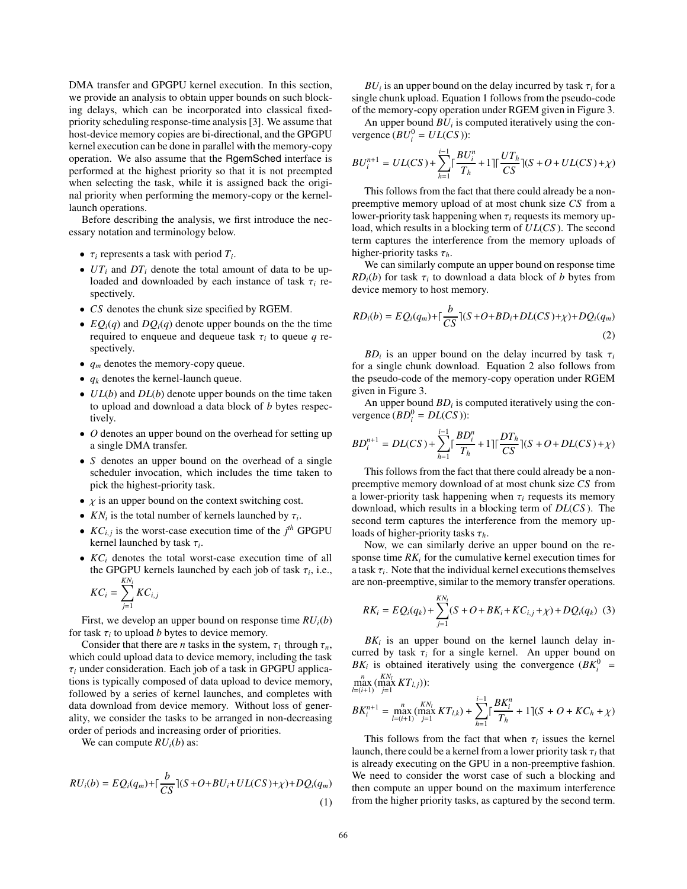DMA transfer and GPGPU kernel execution. In this section, we provide an analysis to obtain upper bounds on such blocking delays, which can be incorporated into classical fixed-priority scheduling response-time analysis [3]. We assume that host-device memory copies are bi-directional, and the GPGPU kernel execution can be done in parallel with the memory-copy operation. We also assume that the RgemSched interface is performed at the highest priority so that it is not preempted when selecting the task, while it is assigned back the original priority when performing the memory-copy or the kernel-launch operations.

Before describing the analysis, we first introduce the necessary notation and terminology below.

- $\tau_i$ represents a task with period $T_i$.
- $UT_i$ and $DT_i$ denote the total amount of data to be uploaded and downloaded by each instance of task $\tau_i$ respectively.
- $CS$ denotes the chunk size specified by RGEM.
- $EQ_i(q)$ and $DQ_i(q)$ denote upper bounds on the the time required to enqueue and dequeue task $\tau_i$ to queue $q$ respectively.
- $q_m$ denotes the memory-copy queue.
- $q_k$ denotes the kernel-launch queue.
- $UL(b)$ and $DL(b)$ denote upper bounds on the time taken to upload and download a data block of $b$ bytes respectively.
- $O$ denotes an upper bound on the overhead for setting up a single DMA transfer.
- $S$ denotes an upper bound on the overhead of a single scheduler invocation, which includes the time taken to pick the highest-priority task.
- $\chi$ is an upper bound on the context switching cost.
- $KN_i$ is the total number of kernels launched by $\tau_i$.
- $KC_{i,j}$ is the worst-case execution time of the $j^{th}$ GPGPU kernel launched by task $\tau_i$.
- $KC_i$ denotes the total worst-case execution time of all the GPGPU kernels launched by each job of task $\tau_i$, i.e., $KC_i = \sum_{j=1}^{KN_i} KC_{i,j}$

First, we develop an upper bound on response time $RU_i(b)$ for task $\tau_i$ to upload $b$ bytes to device memory.

Consider that there are $n$ tasks in the system, $\tau_1$ through $\tau_n$, which could upload data to device memory, including the task $\tau_i$ under consideration. Each job of a task in GPGPU applications is typically composed of data upload to device memory, followed by a series of kernel launches, and completes with data download from device memory. Without loss of generality, we consider the tasks to be arranged in non-decreasing order of periods and increasing order of priorities.

We can compute $RU_i(b)$ as:

$$RU_i(b) = EQ_i(q_m) + \lceil \frac{b}{CS} \rceil (S + O + BU_i + UL(CS) + \chi) + DQ_i(q_m) \quad (1)$$

$BU_i$ is an upper bound on the delay incurred by task $\tau_i$ for a single chunk upload. Equation 1 follows from the pseudo-code of the memory-copy operation under RGEM given in Figure 3.

An upper bound $BU_i$ is computed iteratively using the convergence ($BU_i^0 = UL(CS)$):

$$BU_i^{n+1} = UL(CS) + \sum_{h=1}^{i-1} \lceil \frac{BU_i^n}{T_h} + 1 \rceil \lceil \frac{UT_h}{CS} \rceil (S + O + UL(CS) + \chi)$$

This follows from the fact that there could already be a non-preemptive memory upload of at most chunk size $CS$ from a lower-priority task happening when $\tau_i$ requests its memory upload, which results in a blocking term of $UL(CS)$. The second term captures the interference from the memory uploads of higher-priority tasks $\tau_h$.

We can similarly compute an upper bound on response time $RD_i(b)$ for task $\tau_i$ to download a data block of $b$ bytes from device memory to host memory.

$$RD_i(b) = EQ_i(q_m) + \lceil \frac{b}{CS} \rceil (S + O + BD_i + DL(CS) + \chi) + DQ_i(q_m) \quad (2)$$

$BD_i$ is an upper bound on the delay incurred by task $\tau_i$ for a single chunk download. Equation 2 also follows from the pseudo-code of the memory-copy operation under RGEM given in Figure 3.

An upper bound $BD_i$ is computed iteratively using the convergence ($BD_i^0 = DL(CS)$):

$$BD_i^{n+1} = DL(CS) + \sum_{h=1}^{i-1} \lceil \frac{BD_i^n}{T_h} + 1 \rceil \lceil \frac{DT_h}{CS} \rceil (S + O + DL(CS) + \chi)$$

This follows from the fact that there could already be a non-preemptive memory download of at most chunk size $CS$ from a lower-priority task happening when $\tau_i$ requests its memory download, which results in a blocking term of $DL(CS)$. The second term captures the interference from the memory uploads of higher-priority tasks $\tau_h$.

Now, we can similarly derive an upper bound on the response time $RK_i$ for the cumulative kernel execution times for a task $\tau_i$. Note that the individual kernel executions themselves are non-preemptive, similar to the memory transfer operations.

$$RK_i = EQ_i(q_k) + \sum_{j=1}^{KN_i} (S + O + BK_i + KC_{i,j} + \chi) + DQ_i(q_k) \quad (3)$$

$BK_i$ is an upper bound on the kernel launch delay incurred by task $\tau_i$ for a single kernel. An upper bound on $BK_i$ is obtained iteratively using the convergence ($BK_i^0 = \max_{l=(i+1)}^{n} (\max_{j=1}^{KN_l} KT_{l,j})$):

$$BK_i^{n+1} = \max_{l=(i+1)}^{n} (\max_{j=1}^{KN_l} KT_{l,k}) + \sum_{h=1}^{i-1} \lceil \frac{BK_i^n}{T_h} + 1 \rceil (S + O + KC_h + \chi)$$

This follows from the fact that when $\tau_i$ issues the kernel launch, there could be a kernel from a lower priority task $\tau_l$ that is already executing on the GPU in a non-preemptive fashion. We need to consider the worst case of such a blocking and then compute an upper bound on the maximum interference from the higher priority tasks, as captured by the second term.